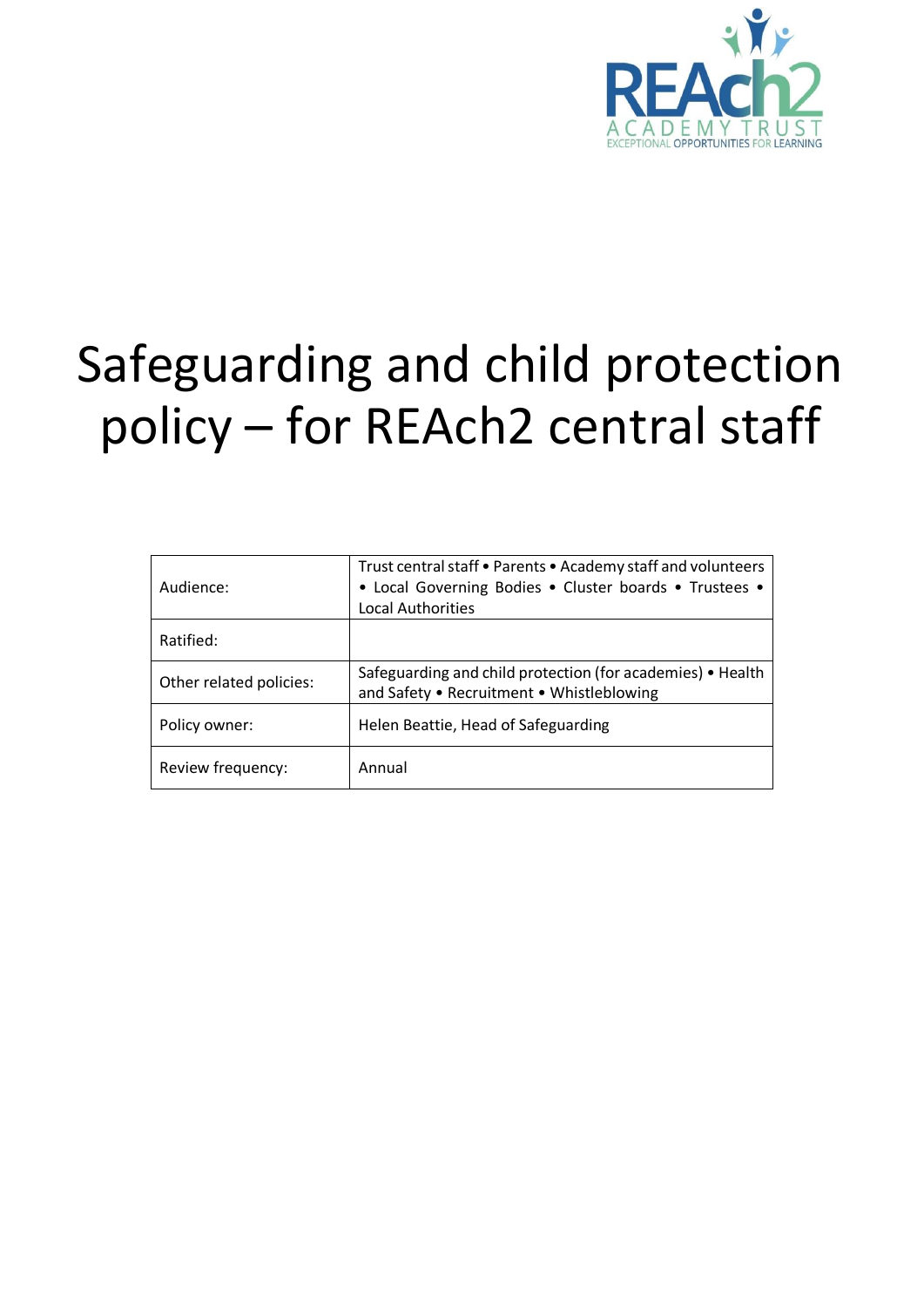# Safeguarding and child protection policy – for REAch2 central staff

| Audience: | Trust central staff • Parents • Academy staff and volunteers • Local Governing Bodies • Cluster boards • Trustees • Local Authorities |
|---|---|
| Ratified: | |
| Other related policies: | Safeguarding and child protection (for academies) • Health and Safety • Recruitment • Whistleblowing |
| Policy owner: | Helen Beattie, Head of Safeguarding |
| Review frequency: | Annual |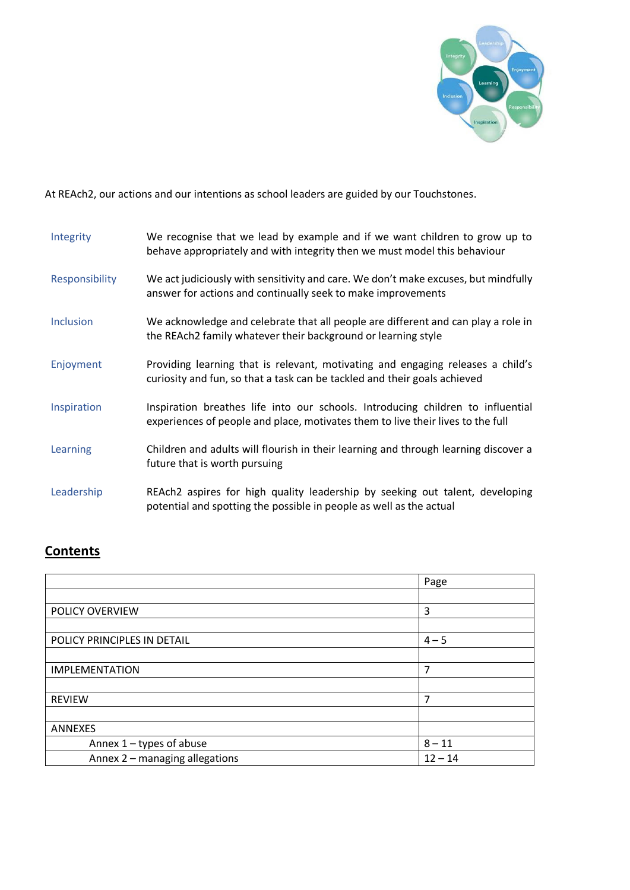At REAch2, our actions and our intentions as school leaders are guided by our Touchstones.

| | |
|---|---|
| Integrity | We recognise that we lead by example and if we want children to grow up to behave appropriately and with integrity then we must model this behaviour |
| Responsibility | We act judiciously with sensitivity and care. We don't make excuses, but mindfully answer for actions and continually seek to make improvements |
| Inclusion | We acknowledge and celebrate that all people are different and can play a role in the REAch2 family whatever their background or learning style |
| Enjoyment | Providing learning that is relevant, motivating and engaging releases a child's curiosity and fun, so that a task can be tackled and their goals achieved |
| Inspiration | Inspiration breathes life into our schools. Introducing children to influential experiences of people and place, motivates them to live their lives to the full |
| Learning | Children and adults will flourish in their learning and through learning discover a future that is worth pursuing |
| Leadership | REAch2 aspires for high quality leadership by seeking out talent, developing potential and spotting the possible in people as well as the actual |

## Contents

| | Page |
|---|---|
| | |
| POLICY OVERVIEW | 3 |
| | |
| POLICY PRINCIPLES IN DETAIL | 4 – 5 |
| | |
| IMPLEMENTATION | 7 |
| | |
| REVIEW | 7 |
| | |
| ANNEXES | |
| Annex 1 – types of abuse | 8 – 11 |
| Annex 2 – managing allegations | 12 – 14 |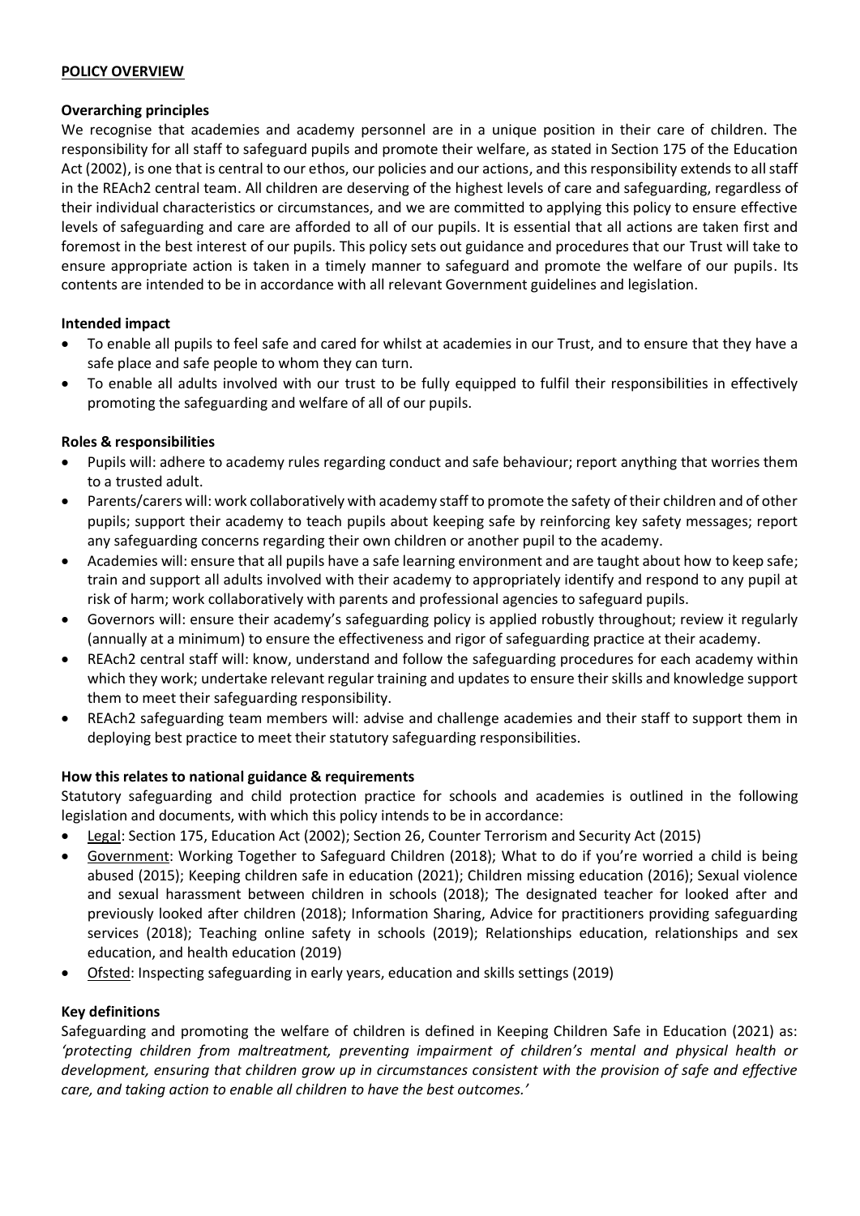## POLICY OVERVIEW

### Overarching principles

We recognise that academies and academy personnel are in a unique position in their care of children. The responsibility for all staff to safeguard pupils and promote their welfare, as stated in Section 175 of the Education Act (2002), is one that is central to our ethos, our policies and our actions, and this responsibility extends to all staff in the REAch2 central team. All children are deserving of the highest levels of care and safeguarding, regardless of their individual characteristics or circumstances, and we are committed to applying this policy to ensure effective levels of safeguarding and care are afforded to all of our pupils. It is essential that all actions are taken first and foremost in the best interest of our pupils. This policy sets out guidance and procedures that our Trust will take to ensure appropriate action is taken in a timely manner to safeguard and promote the welfare of our pupils. Its contents are intended to be in accordance with all relevant Government guidelines and legislation.

### Intended impact

- To enable all pupils to feel safe and cared for whilst at academies in our Trust, and to ensure that they have a safe place and safe people to whom they can turn.
- To enable all adults involved with our trust to be fully equipped to fulfil their responsibilities in effectively promoting the safeguarding and welfare of all of our pupils.

### Roles & responsibilities

- Pupils will: adhere to academy rules regarding conduct and safe behaviour; report anything that worries them to a trusted adult.
- Parents/carers will: work collaboratively with academy staff to promote the safety of their children and of other pupils; support their academy to teach pupils about keeping safe by reinforcing key safety messages; report any safeguarding concerns regarding their own children or another pupil to the academy.
- Academies will: ensure that all pupils have a safe learning environment and are taught about how to keep safe; train and support all adults involved with their academy to appropriately identify and respond to any pupil at risk of harm; work collaboratively with parents and professional agencies to safeguard pupils.
- Governors will: ensure their academy's safeguarding policy is applied robustly throughout; review it regularly (annually at a minimum) to ensure the effectiveness and rigor of safeguarding practice at their academy.
- REAch2 central staff will: know, understand and follow the safeguarding procedures for each academy within which they work; undertake relevant regular training and updates to ensure their skills and knowledge support them to meet their safeguarding responsibility.
- REAch2 safeguarding team members will: advise and challenge academies and their staff to support them in deploying best practice to meet their statutory safeguarding responsibilities.

### How this relates to national guidance & requirements

Statutory safeguarding and child protection practice for schools and academies is outlined in the following legislation and documents, with which this policy intends to be in accordance:

- Legal: Section 175, Education Act (2002); Section 26, Counter Terrorism and Security Act (2015)
- Government: Working Together to Safeguard Children (2018); What to do if you're worried a child is being abused (2015); Keeping children safe in education (2021); Children missing education (2016); Sexual violence and sexual harassment between children in schools (2018); The designated teacher for looked after and previously looked after children (2018); Information Sharing, Advice for practitioners providing safeguarding services (2018); Teaching online safety in schools (2019); Relationships education, relationships and sex education, and health education (2019)
- Ofsted: Inspecting safeguarding in early years, education and skills settings (2019)

### Key definitions

Safeguarding and promoting the welfare of children is defined in Keeping Children Safe in Education (2021) as: *'protecting children from maltreatment, preventing impairment of children's mental and physical health or development, ensuring that children grow up in circumstances consistent with the provision of safe and effective care, and taking action to enable all children to have the best outcomes.'*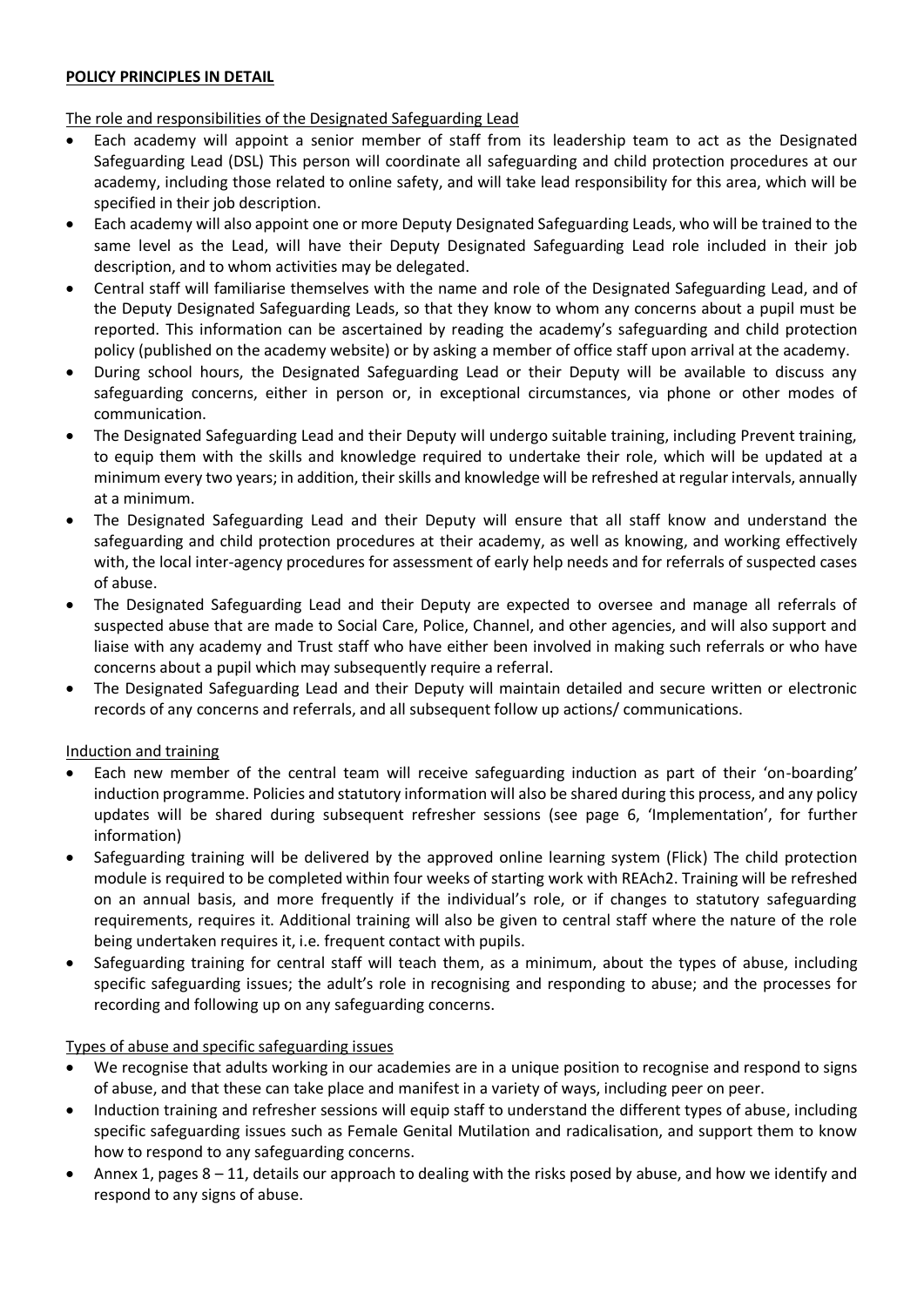**POLICY PRINCIPLES IN DETAIL**

The role and responsibilities of the Designated Safeguarding Lead

- Each academy will appoint a senior member of staff from its leadership team to act as the Designated Safeguarding Lead (DSL) This person will coordinate all safeguarding and child protection procedures at our academy, including those related to online safety, and will take lead responsibility for this area, which will be specified in their job description.
- Each academy will also appoint one or more Deputy Designated Safeguarding Leads, who will be trained to the same level as the Lead, will have their Deputy Designated Safeguarding Lead role included in their job description, and to whom activities may be delegated.
- Central staff will familiarise themselves with the name and role of the Designated Safeguarding Lead, and of the Deputy Designated Safeguarding Leads, so that they know to whom any concerns about a pupil must be reported. This information can be ascertained by reading the academy's safeguarding and child protection policy (published on the academy website) or by asking a member of office staff upon arrival at the academy.
- During school hours, the Designated Safeguarding Lead or their Deputy will be available to discuss any safeguarding concerns, either in person or, in exceptional circumstances, via phone or other modes of communication.
- The Designated Safeguarding Lead and their Deputy will undergo suitable training, including Prevent training, to equip them with the skills and knowledge required to undertake their role, which will be updated at a minimum every two years; in addition, their skills and knowledge will be refreshed at regular intervals, annually at a minimum.
- The Designated Safeguarding Lead and their Deputy will ensure that all staff know and understand the safeguarding and child protection procedures at their academy, as well as knowing, and working effectively with, the local inter-agency procedures for assessment of early help needs and for referrals of suspected cases of abuse.
- The Designated Safeguarding Lead and their Deputy are expected to oversee and manage all referrals of suspected abuse that are made to Social Care, Police, Channel, and other agencies, and will also support and liaise with any academy and Trust staff who have either been involved in making such referrals or who have concerns about a pupil which may subsequently require a referral.
- The Designated Safeguarding Lead and their Deputy will maintain detailed and secure written or electronic records of any concerns and referrals, and all subsequent follow up actions/ communications.

Induction and training

- Each new member of the central team will receive safeguarding induction as part of their 'on-boarding' induction programme. Policies and statutory information will also be shared during this process, and any policy updates will be shared during subsequent refresher sessions (see page 6, 'Implementation', for further information)
- Safeguarding training will be delivered by the approved online learning system (Flick) The child protection module is required to be completed within four weeks of starting work with REAch2. Training will be refreshed on an annual basis, and more frequently if the individual's role, or if changes to statutory safeguarding requirements, requires it. Additional training will also be given to central staff where the nature of the role being undertaken requires it, i.e. frequent contact with pupils.
- Safeguarding training for central staff will teach them, as a minimum, about the types of abuse, including specific safeguarding issues; the adult's role in recognising and responding to abuse; and the processes for recording and following up on any safeguarding concerns.

Types of abuse and specific safeguarding issues

- We recognise that adults working in our academies are in a unique position to recognise and respond to signs of abuse, and that these can take place and manifest in a variety of ways, including peer on peer.
- Induction training and refresher sessions will equip staff to understand the different types of abuse, including specific safeguarding issues such as Female Genital Mutilation and radicalisation, and support them to know how to respond to any safeguarding concerns.
- Annex 1, pages 8 – 11, details our approach to dealing with the risks posed by abuse, and how we identify and respond to any signs of abuse.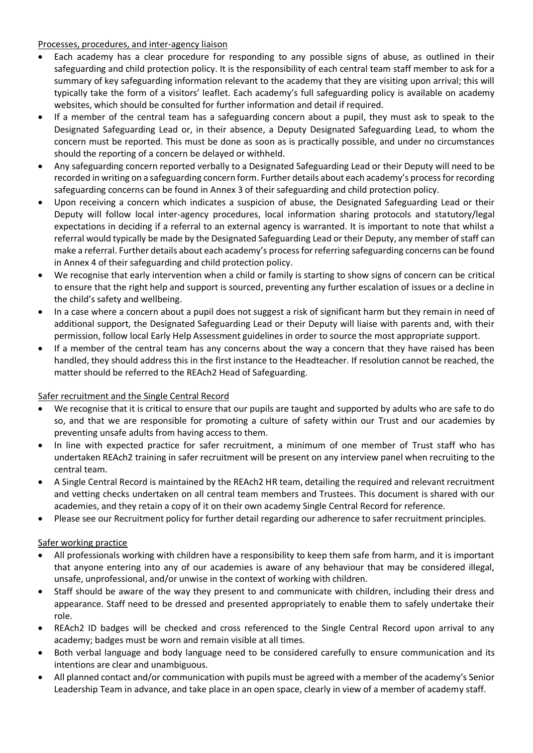Processes, procedures, and inter-agency liaison

- Each academy has a clear procedure for responding to any possible signs of abuse, as outlined in their safeguarding and child protection policy. It is the responsibility of each central team staff member to ask for a summary of key safeguarding information relevant to the academy that they are visiting upon arrival; this will typically take the form of a visitors' leaflet. Each academy's full safeguarding policy is available on academy websites, which should be consulted for further information and detail if required.
- If a member of the central team has a safeguarding concern about a pupil, they must ask to speak to the Designated Safeguarding Lead or, in their absence, a Deputy Designated Safeguarding Lead, to whom the concern must be reported. This must be done as soon as is practically possible, and under no circumstances should the reporting of a concern be delayed or withheld.
- Any safeguarding concern reported verbally to a Designated Safeguarding Lead or their Deputy will need to be recorded in writing on a safeguarding concern form. Further details about each academy's process for recording safeguarding concerns can be found in Annex 3 of their safeguarding and child protection policy.
- Upon receiving a concern which indicates a suspicion of abuse, the Designated Safeguarding Lead or their Deputy will follow local inter-agency procedures, local information sharing protocols and statutory/legal expectations in deciding if a referral to an external agency is warranted. It is important to note that whilst a referral would typically be made by the Designated Safeguarding Lead or their Deputy, any member of staff can make a referral. Further details about each academy's process for referring safeguarding concerns can be found in Annex 4 of their safeguarding and child protection policy.
- We recognise that early intervention when a child or family is starting to show signs of concern can be critical to ensure that the right help and support is sourced, preventing any further escalation of issues or a decline in the child's safety and wellbeing.
- In a case where a concern about a pupil does not suggest a risk of significant harm but they remain in need of additional support, the Designated Safeguarding Lead or their Deputy will liaise with parents and, with their permission, follow local Early Help Assessment guidelines in order to source the most appropriate support.
- If a member of the central team has any concerns about the way a concern that they have raised has been handled, they should address this in the first instance to the Headteacher. If resolution cannot be reached, the matter should be referred to the REAch2 Head of Safeguarding.

Safer recruitment and the Single Central Record

- We recognise that it is critical to ensure that our pupils are taught and supported by adults who are safe to do so, and that we are responsible for promoting a culture of safety within our Trust and our academies by preventing unsafe adults from having access to them.
- In line with expected practice for safer recruitment, a minimum of one member of Trust staff who has undertaken REAch2 training in safer recruitment will be present on any interview panel when recruiting to the central team.
- A Single Central Record is maintained by the REAch2 HR team, detailing the required and relevant recruitment and vetting checks undertaken on all central team members and Trustees. This document is shared with our academies, and they retain a copy of it on their own academy Single Central Record for reference.
- Please see our Recruitment policy for further detail regarding our adherence to safer recruitment principles.

Safer working practice

- All professionals working with children have a responsibility to keep them safe from harm, and it is important that anyone entering into any of our academies is aware of any behaviour that may be considered illegal, unsafe, unprofessional, and/or unwise in the context of working with children.
- Staff should be aware of the way they present to and communicate with children, including their dress and appearance. Staff need to be dressed and presented appropriately to enable them to safely undertake their role.
- REAch2 ID badges will be checked and cross referenced to the Single Central Record upon arrival to any academy; badges must be worn and remain visible at all times.
- Both verbal language and body language need to be considered carefully to ensure communication and its intentions are clear and unambiguous.
- All planned contact and/or communication with pupils must be agreed with a member of the academy's Senior Leadership Team in advance, and take place in an open space, clearly in view of a member of academy staff.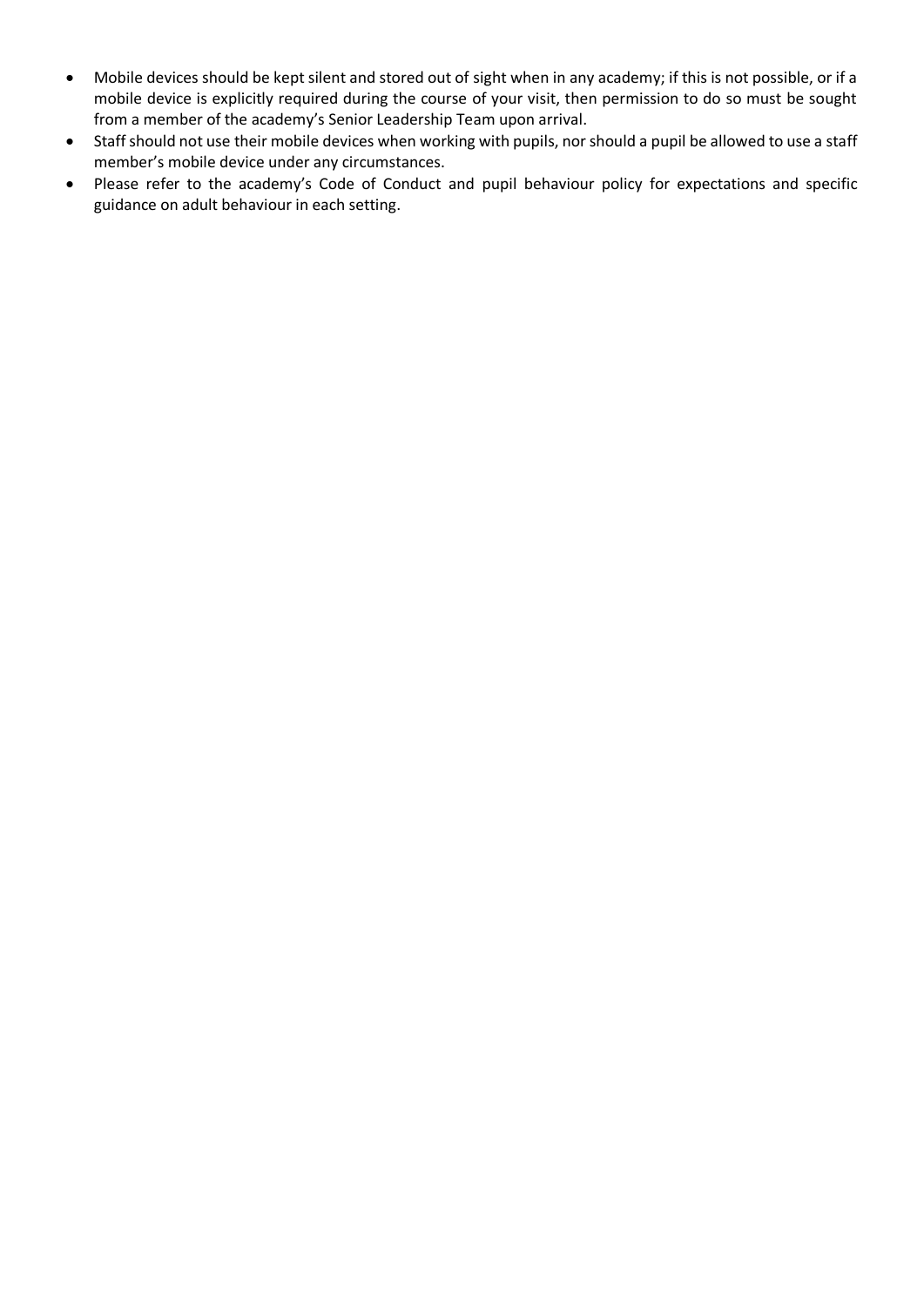- Mobile devices should be kept silent and stored out of sight when in any academy; if this is not possible, or if a mobile device is explicitly required during the course of your visit, then permission to do so must be sought from a member of the academy's Senior Leadership Team upon arrival.
- Staff should not use their mobile devices when working with pupils, nor should a pupil be allowed to use a staff member's mobile device under any circumstances.
- Please refer to the academy's Code of Conduct and pupil behaviour policy for expectations and specific guidance on adult behaviour in each setting.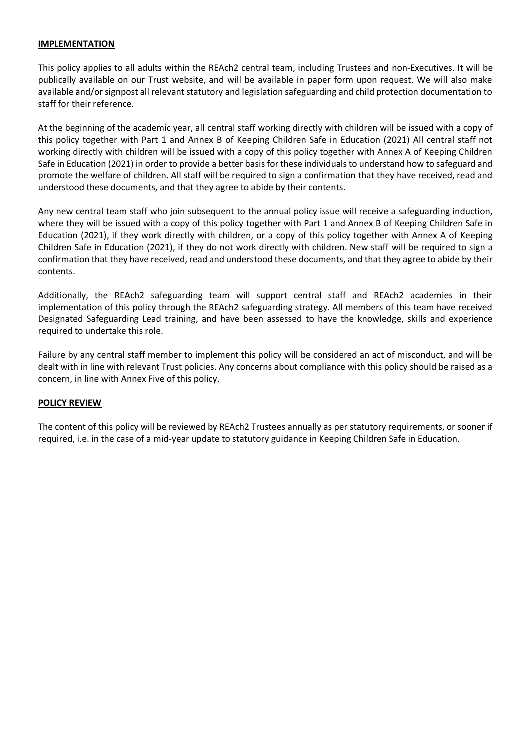## IMPLEMENTATION

This policy applies to all adults within the REAch2 central team, including Trustees and non-Executives. It will be publically available on our Trust website, and will be available in paper form upon request. We will also make available and/or signpost all relevant statutory and legislation safeguarding and child protection documentation to staff for their reference.

At the beginning of the academic year, all central staff working directly with children will be issued with a copy of this policy together with Part 1 and Annex B of Keeping Children Safe in Education (2021) All central staff not working directly with children will be issued with a copy of this policy together with Annex A of Keeping Children Safe in Education (2021) in order to provide a better basis for these individuals to understand how to safeguard and promote the welfare of children. All staff will be required to sign a confirmation that they have received, read and understood these documents, and that they agree to abide by their contents.

Any new central team staff who join subsequent to the annual policy issue will receive a safeguarding induction, where they will be issued with a copy of this policy together with Part 1 and Annex B of Keeping Children Safe in Education (2021), if they work directly with children, or a copy of this policy together with Annex A of Keeping Children Safe in Education (2021), if they do not work directly with children. New staff will be required to sign a confirmation that they have received, read and understood these documents, and that they agree to abide by their contents.

Additionally, the REAch2 safeguarding team will support central staff and REAch2 academies in their implementation of this policy through the REAch2 safeguarding strategy. All members of this team have received Designated Safeguarding Lead training, and have been assessed to have the knowledge, skills and experience required to undertake this role.

Failure by any central staff member to implement this policy will be considered an act of misconduct, and will be dealt with in line with relevant Trust policies. Any concerns about compliance with this policy should be raised as a concern, in line with Annex Five of this policy.

## POLICY REVIEW

The content of this policy will be reviewed by REAch2 Trustees annually as per statutory requirements, or sooner if required, i.e. in the case of a mid-year update to statutory guidance in Keeping Children Safe in Education.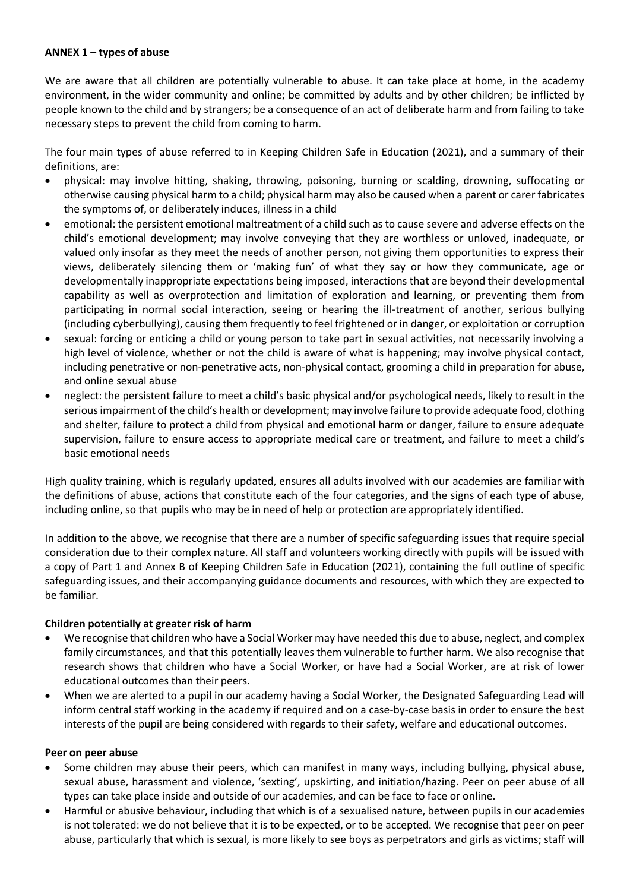## ANNEX 1 – types of abuse

We are aware that all children are potentially vulnerable to abuse. It can take place at home, in the academy environment, in the wider community and online; be committed by adults and by other children; be inflicted by people known to the child and by strangers; be a consequence of an act of deliberate harm and from failing to take necessary steps to prevent the child from coming to harm.

The four main types of abuse referred to in Keeping Children Safe in Education (2021), and a summary of their definitions, are:

- physical: may involve hitting, shaking, throwing, poisoning, burning or scalding, drowning, suffocating or otherwise causing physical harm to a child; physical harm may also be caused when a parent or carer fabricates the symptoms of, or deliberately induces, illness in a child
- emotional: the persistent emotional maltreatment of a child such as to cause severe and adverse effects on the child's emotional development; may involve conveying that they are worthless or unloved, inadequate, or valued only insofar as they meet the needs of another person, not giving them opportunities to express their views, deliberately silencing them or 'making fun' of what they say or how they communicate, age or developmentally inappropriate expectations being imposed, interactions that are beyond their developmental capability as well as overprotection and limitation of exploration and learning, or preventing them from participating in normal social interaction, seeing or hearing the ill-treatment of another, serious bullying (including cyberbullying), causing them frequently to feel frightened or in danger, or exploitation or corruption
- sexual: forcing or enticing a child or young person to take part in sexual activities, not necessarily involving a high level of violence, whether or not the child is aware of what is happening; may involve physical contact, including penetrative or non-penetrative acts, non-physical contact, grooming a child in preparation for abuse, and online sexual abuse
- neglect: the persistent failure to meet a child's basic physical and/or psychological needs, likely to result in the serious impairment of the child's health or development; may involve failure to provide adequate food, clothing and shelter, failure to protect a child from physical and emotional harm or danger, failure to ensure adequate supervision, failure to ensure access to appropriate medical care or treatment, and failure to meet a child's basic emotional needs

High quality training, which is regularly updated, ensures all adults involved with our academies are familiar with the definitions of abuse, actions that constitute each of the four categories, and the signs of each type of abuse, including online, so that pupils who may be in need of help or protection are appropriately identified.

In addition to the above, we recognise that there are a number of specific safeguarding issues that require special consideration due to their complex nature. All staff and volunteers working directly with pupils will be issued with a copy of Part 1 and Annex B of Keeping Children Safe in Education (2021), containing the full outline of specific safeguarding issues, and their accompanying guidance documents and resources, with which they are expected to be familiar.

### Children potentially at greater risk of harm

- We recognise that children who have a Social Worker may have needed this due to abuse, neglect, and complex family circumstances, and that this potentially leaves them vulnerable to further harm. We also recognise that research shows that children who have a Social Worker, or have had a Social Worker, are at risk of lower educational outcomes than their peers.
- When we are alerted to a pupil in our academy having a Social Worker, the Designated Safeguarding Lead will inform central staff working in the academy if required and on a case-by-case basis in order to ensure the best interests of the pupil are being considered with regards to their safety, welfare and educational outcomes.

### Peer on peer abuse

- Some children may abuse their peers, which can manifest in many ways, including bullying, physical abuse, sexual abuse, harassment and violence, 'sexting', upskirting, and initiation/hazing. Peer on peer abuse of all types can take place inside and outside of our academies, and can be face to face or online.
- Harmful or abusive behaviour, including that which is of a sexualised nature, between pupils in our academies is not tolerated: we do not believe that it is to be expected, or to be accepted. We recognise that peer on peer abuse, particularly that which is sexual, is more likely to see boys as perpetrators and girls as victims; staff will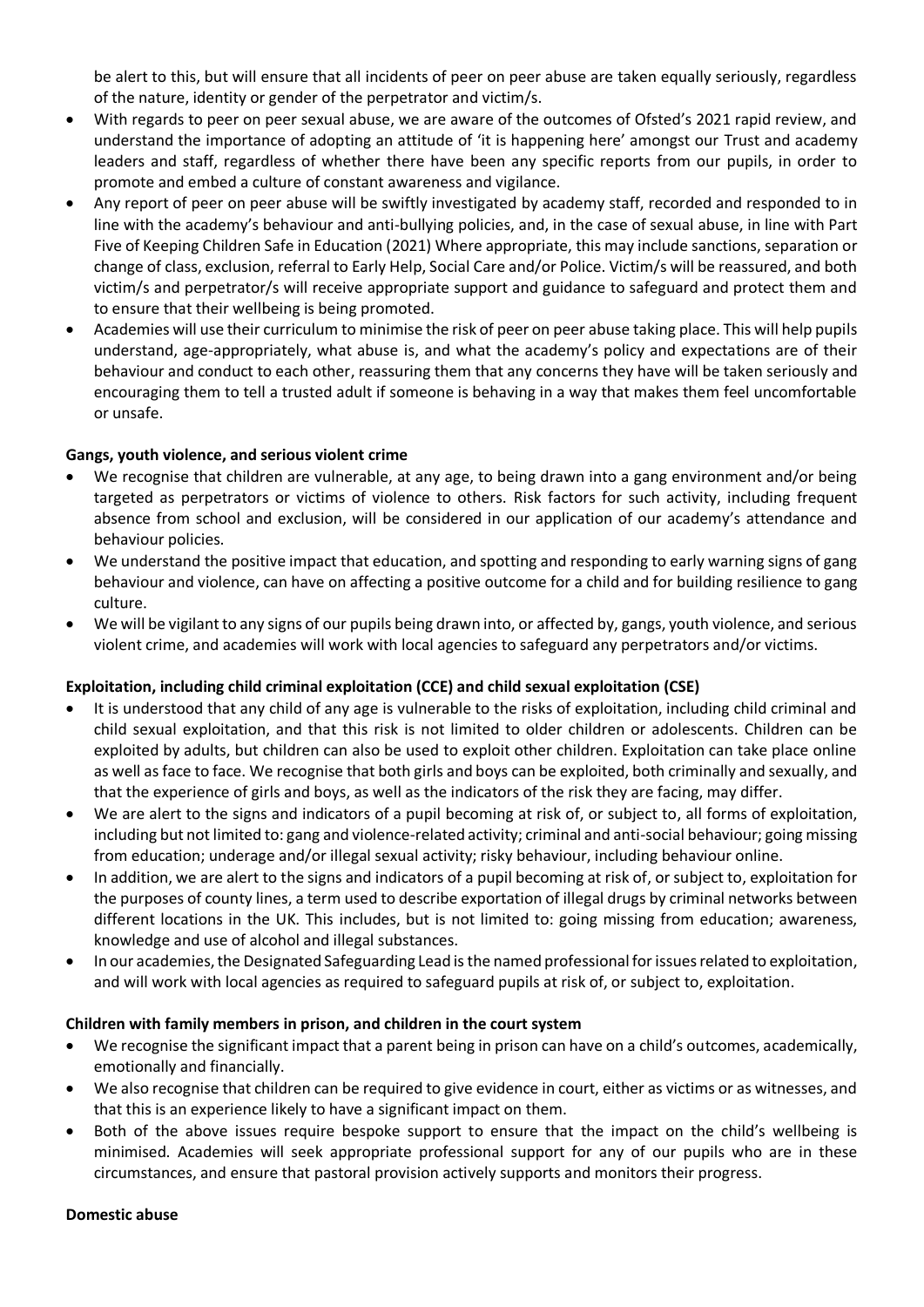be alert to this, but will ensure that all incidents of peer on peer abuse are taken equally seriously, regardless of the nature, identity or gender of the perpetrator and victim/s.

- With regards to peer on peer sexual abuse, we are aware of the outcomes of Ofsted's 2021 rapid review, and understand the importance of adopting an attitude of 'it is happening here' amongst our Trust and academy leaders and staff, regardless of whether there have been any specific reports from our pupils, in order to promote and embed a culture of constant awareness and vigilance.
- Any report of peer on peer abuse will be swiftly investigated by academy staff, recorded and responded to in line with the academy's behaviour and anti-bullying policies, and, in the case of sexual abuse, in line with Part Five of Keeping Children Safe in Education (2021) Where appropriate, this may include sanctions, separation or change of class, exclusion, referral to Early Help, Social Care and/or Police. Victim/s will be reassured, and both victim/s and perpetrator/s will receive appropriate support and guidance to safeguard and protect them and to ensure that their wellbeing is being promoted.
- Academies will use their curriculum to minimise the risk of peer on peer abuse taking place. This will help pupils understand, age-appropriately, what abuse is, and what the academy's policy and expectations are of their behaviour and conduct to each other, reassuring them that any concerns they have will be taken seriously and encouraging them to tell a trusted adult if someone is behaving in a way that makes them feel uncomfortable or unsafe.

**Gangs, youth violence, and serious violent crime**

- We recognise that children are vulnerable, at any age, to being drawn into a gang environment and/or being targeted as perpetrators or victims of violence to others. Risk factors for such activity, including frequent absence from school and exclusion, will be considered in our application of our academy's attendance and behaviour policies.
- We understand the positive impact that education, and spotting and responding to early warning signs of gang behaviour and violence, can have on affecting a positive outcome for a child and for building resilience to gang culture.
- We will be vigilant to any signs of our pupils being drawn into, or affected by, gangs, youth violence, and serious violent crime, and academies will work with local agencies to safeguard any perpetrators and/or victims.

**Exploitation, including child criminal exploitation (CCE) and child sexual exploitation (CSE)**

- It is understood that any child of any age is vulnerable to the risks of exploitation, including child criminal and child sexual exploitation, and that this risk is not limited to older children or adolescents. Children can be exploited by adults, but children can also be used to exploit other children. Exploitation can take place online as well as face to face. We recognise that both girls and boys can be exploited, both criminally and sexually, and that the experience of girls and boys, as well as the indicators of the risk they are facing, may differ.
- We are alert to the signs and indicators of a pupil becoming at risk of, or subject to, all forms of exploitation, including but not limited to: gang and violence-related activity; criminal and anti-social behaviour; going missing from education; underage and/or illegal sexual activity; risky behaviour, including behaviour online.
- In addition, we are alert to the signs and indicators of a pupil becoming at risk of, or subject to, exploitation for the purposes of county lines, a term used to describe exportation of illegal drugs by criminal networks between different locations in the UK. This includes, but is not limited to: going missing from education; awareness, knowledge and use of alcohol and illegal substances.
- In our academies, the Designated Safeguarding Lead is the named professional for issues related to exploitation, and will work with local agencies as required to safeguard pupils at risk of, or subject to, exploitation.

**Children with family members in prison, and children in the court system**

- We recognise the significant impact that a parent being in prison can have on a child's outcomes, academically, emotionally and financially.
- We also recognise that children can be required to give evidence in court, either as victims or as witnesses, and that this is an experience likely to have a significant impact on them.
- Both of the above issues require bespoke support to ensure that the impact on the child's wellbeing is minimised. Academies will seek appropriate professional support for any of our pupils who are in these circumstances, and ensure that pastoral provision actively supports and monitors their progress.

**Domestic abuse**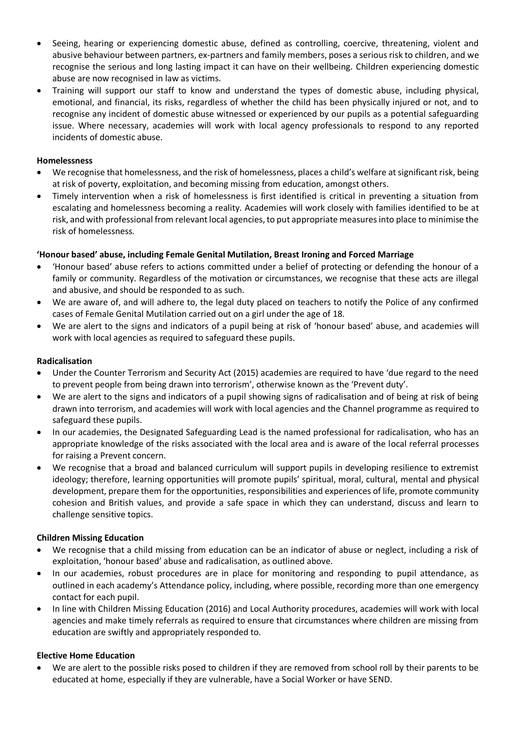- Seeing, hearing or experiencing domestic abuse, defined as controlling, coercive, threatening, violent and abusive behaviour between partners, ex-partners and family members, poses a serious risk to children, and we recognise the serious and long lasting impact it can have on their wellbeing. Children experiencing domestic abuse are now recognised in law as victims.
- Training will support our staff to know and understand the types of domestic abuse, including physical, emotional, and financial, its risks, regardless of whether the child has been physically injured or not, and to recognise any incident of domestic abuse witnessed or experienced by our pupils as a potential safeguarding issue. Where necessary, academies will work with local agency professionals to respond to any reported incidents of domestic abuse.

**Homelessness**

- We recognise that homelessness, and the risk of homelessness, places a child's welfare at significant risk, being at risk of poverty, exploitation, and becoming missing from education, amongst others.
- Timely intervention when a risk of homelessness is first identified is critical in preventing a situation from escalating and homelessness becoming a reality. Academies will work closely with families identified to be at risk, and with professional from relevant local agencies, to put appropriate measures into place to minimise the risk of homelessness.

**'Honour based' abuse, including Female Genital Mutilation, Breast Ironing and Forced Marriage**

- 'Honour based' abuse refers to actions committed under a belief of protecting or defending the honour of a family or community. Regardless of the motivation or circumstances, we recognise that these acts are illegal and abusive, and should be responded to as such.
- We are aware of, and will adhere to, the legal duty placed on teachers to notify the Police of any confirmed cases of Female Genital Mutilation carried out on a girl under the age of 18.
- We are alert to the signs and indicators of a pupil being at risk of 'honour based' abuse, and academies will work with local agencies as required to safeguard these pupils.

**Radicalisation**

- Under the Counter Terrorism and Security Act (2015) academies are required to have 'due regard to the need to prevent people from being drawn into terrorism', otherwise known as the 'Prevent duty'.
- We are alert to the signs and indicators of a pupil showing signs of radicalisation and of being at risk of being drawn into terrorism, and academies will work with local agencies and the Channel programme as required to safeguard these pupils.
- In our academies, the Designated Safeguarding Lead is the named professional for radicalisation, who has an appropriate knowledge of the risks associated with the local area and is aware of the local referral processes for raising a Prevent concern.
- We recognise that a broad and balanced curriculum will support pupils in developing resilience to extremist ideology; therefore, learning opportunities will promote pupils' spiritual, moral, cultural, mental and physical development, prepare them for the opportunities, responsibilities and experiences of life, promote community cohesion and British values, and provide a safe space in which they can understand, discuss and learn to challenge sensitive topics.

**Children Missing Education**

- We recognise that a child missing from education can be an indicator of abuse or neglect, including a risk of exploitation, 'honour based' abuse and radicalisation, as outlined above.
- In our academies, robust procedures are in place for monitoring and responding to pupil attendance, as outlined in each academy's Attendance policy, including, where possible, recording more than one emergency contact for each pupil.
- In line with Children Missing Education (2016) and Local Authority procedures, academies will work with local agencies and make timely referrals as required to ensure that circumstances where children are missing from education are swiftly and appropriately responded to.

**Elective Home Education**

- We are alert to the possible risks posed to children if they are removed from school roll by their parents to be educated at home, especially if they are vulnerable, have a Social Worker or have SEND.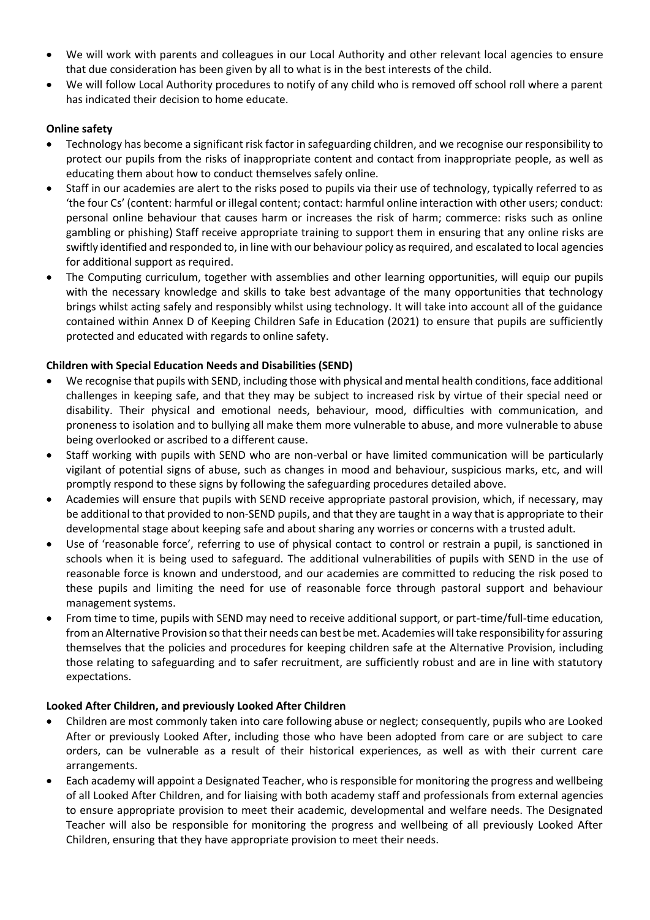- We will work with parents and colleagues in our Local Authority and other relevant local agencies to ensure that due consideration has been given by all to what is in the best interests of the child.
- We will follow Local Authority procedures to notify of any child who is removed off school roll where a parent has indicated their decision to home educate.

**Online safety**

- Technology has become a significant risk factor in safeguarding children, and we recognise our responsibility to protect our pupils from the risks of inappropriate content and contact from inappropriate people, as well as educating them about how to conduct themselves safely online.
- Staff in our academies are alert to the risks posed to pupils via their use of technology, typically referred to as 'the four Cs' (content: harmful or illegal content; contact: harmful online interaction with other users; conduct: personal online behaviour that causes harm or increases the risk of harm; commerce: risks such as online gambling or phishing) Staff receive appropriate training to support them in ensuring that any online risks are swiftly identified and responded to, in line with our behaviour policy as required, and escalated to local agencies for additional support as required.
- The Computing curriculum, together with assemblies and other learning opportunities, will equip our pupils with the necessary knowledge and skills to take best advantage of the many opportunities that technology brings whilst acting safely and responsibly whilst using technology. It will take into account all of the guidance contained within Annex D of Keeping Children Safe in Education (2021) to ensure that pupils are sufficiently protected and educated with regards to online safety.

**Children with Special Education Needs and Disabilities (SEND)**

- We recognise that pupils with SEND, including those with physical and mental health conditions, face additional challenges in keeping safe, and that they may be subject to increased risk by virtue of their special need or disability. Their physical and emotional needs, behaviour, mood, difficulties with communication, and proneness to isolation and to bullying all make them more vulnerable to abuse, and more vulnerable to abuse being overlooked or ascribed to a different cause.
- Staff working with pupils with SEND who are non-verbal or have limited communication will be particularly vigilant of potential signs of abuse, such as changes in mood and behaviour, suspicious marks, etc, and will promptly respond to these signs by following the safeguarding procedures detailed above.
- Academies will ensure that pupils with SEND receive appropriate pastoral provision, which, if necessary, may be additional to that provided to non-SEND pupils, and that they are taught in a way that is appropriate to their developmental stage about keeping safe and about sharing any worries or concerns with a trusted adult.
- Use of 'reasonable force', referring to use of physical contact to control or restrain a pupil, is sanctioned in schools when it is being used to safeguard. The additional vulnerabilities of pupils with SEND in the use of reasonable force is known and understood, and our academies are committed to reducing the risk posed to these pupils and limiting the need for use of reasonable force through pastoral support and behaviour management systems.
- From time to time, pupils with SEND may need to receive additional support, or part-time/full-time education, from an Alternative Provision so that their needs can best be met. Academies will take responsibility for assuring themselves that the policies and procedures for keeping children safe at the Alternative Provision, including those relating to safeguarding and to safer recruitment, are sufficiently robust and are in line with statutory expectations.

**Looked After Children, and previously Looked After Children**

- Children are most commonly taken into care following abuse or neglect; consequently, pupils who are Looked After or previously Looked After, including those who have been adopted from care or are subject to care orders, can be vulnerable as a result of their historical experiences, as well as with their current care arrangements.
- Each academy will appoint a Designated Teacher, who is responsible for monitoring the progress and wellbeing of all Looked After Children, and for liaising with both academy staff and professionals from external agencies to ensure appropriate provision to meet their academic, developmental and welfare needs. The Designated Teacher will also be responsible for monitoring the progress and wellbeing of all previously Looked After Children, ensuring that they have appropriate provision to meet their needs.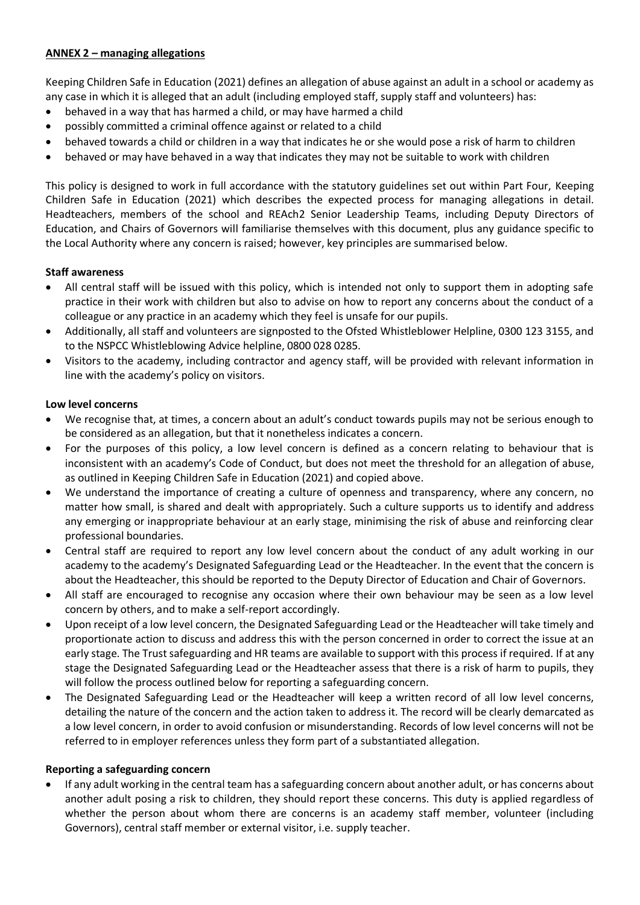## ANNEX 2 – managing allegations

Keeping Children Safe in Education (2021) defines an allegation of abuse against an adult in a school or academy as any case in which it is alleged that an adult (including employed staff, supply staff and volunteers) has:

- behaved in a way that has harmed a child, or may have harmed a child
- possibly committed a criminal offence against or related to a child
- behaved towards a child or children in a way that indicates he or she would pose a risk of harm to children
- behaved or may have behaved in a way that indicates they may not be suitable to work with children

This policy is designed to work in full accordance with the statutory guidelines set out within Part Four, Keeping Children Safe in Education (2021) which describes the expected process for managing allegations in detail. Headteachers, members of the school and REAch2 Senior Leadership Teams, including Deputy Directors of Education, and Chairs of Governors will familiarise themselves with this document, plus any guidance specific to the Local Authority where any concern is raised; however, key principles are summarised below.

### Staff awareness

- All central staff will be issued with this policy, which is intended not only to support them in adopting safe practice in their work with children but also to advise on how to report any concerns about the conduct of a colleague or any practice in an academy which they feel is unsafe for our pupils.
- Additionally, all staff and volunteers are signposted to the Ofsted Whistleblower Helpline, 0300 123 3155, and to the NSPCC Whistleblowing Advice helpline, 0800 028 0285.
- Visitors to the academy, including contractor and agency staff, will be provided with relevant information in line with the academy's policy on visitors.

### Low level concerns

- We recognise that, at times, a concern about an adult's conduct towards pupils may not be serious enough to be considered as an allegation, but that it nonetheless indicates a concern.
- For the purposes of this policy, a low level concern is defined as a concern relating to behaviour that is inconsistent with an academy's Code of Conduct, but does not meet the threshold for an allegation of abuse, as outlined in Keeping Children Safe in Education (2021) and copied above.
- We understand the importance of creating a culture of openness and transparency, where any concern, no matter how small, is shared and dealt with appropriately. Such a culture supports us to identify and address any emerging or inappropriate behaviour at an early stage, minimising the risk of abuse and reinforcing clear professional boundaries.
- Central staff are required to report any low level concern about the conduct of any adult working in our academy to the academy's Designated Safeguarding Lead or the Headteacher. In the event that the concern is about the Headteacher, this should be reported to the Deputy Director of Education and Chair of Governors.
- All staff are encouraged to recognise any occasion where their own behaviour may be seen as a low level concern by others, and to make a self-report accordingly.
- Upon receipt of a low level concern, the Designated Safeguarding Lead or the Headteacher will take timely and proportionate action to discuss and address this with the person concerned in order to correct the issue at an early stage. The Trust safeguarding and HR teams are available to support with this process if required. If at any stage the Designated Safeguarding Lead or the Headteacher assess that there is a risk of harm to pupils, they will follow the process outlined below for reporting a safeguarding concern.
- The Designated Safeguarding Lead or the Headteacher will keep a written record of all low level concerns, detailing the nature of the concern and the action taken to address it. The record will be clearly demarcated as a low level concern, in order to avoid confusion or misunderstanding. Records of low level concerns will not be referred to in employer references unless they form part of a substantiated allegation.

### Reporting a safeguarding concern

- If any adult working in the central team has a safeguarding concern about another adult, or has concerns about another adult posing a risk to children, they should report these concerns. This duty is applied regardless of whether the person about whom there are concerns is an academy staff member, volunteer (including Governors), central staff member or external visitor, i.e. supply teacher.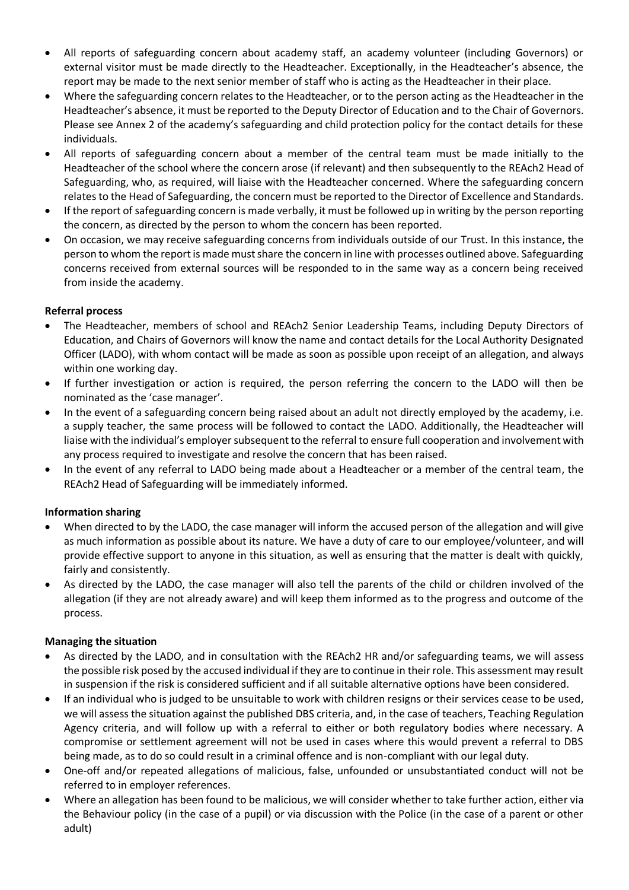- All reports of safeguarding concern about academy staff, an academy volunteer (including Governors) or external visitor must be made directly to the Headteacher. Exceptionally, in the Headteacher's absence, the report may be made to the next senior member of staff who is acting as the Headteacher in their place.
- Where the safeguarding concern relates to the Headteacher, or to the person acting as the Headteacher in the Headteacher's absence, it must be reported to the Deputy Director of Education and to the Chair of Governors. Please see Annex 2 of the academy's safeguarding and child protection policy for the contact details for these individuals.
- All reports of safeguarding concern about a member of the central team must be made initially to the Headteacher of the school where the concern arose (if relevant) and then subsequently to the REAch2 Head of Safeguarding, who, as required, will liaise with the Headteacher concerned. Where the safeguarding concern relates to the Head of Safeguarding, the concern must be reported to the Director of Excellence and Standards.
- If the report of safeguarding concern is made verbally, it must be followed up in writing by the person reporting the concern, as directed by the person to whom the concern has been reported.
- On occasion, we may receive safeguarding concerns from individuals outside of our Trust. In this instance, the person to whom the report is made must share the concern in line with processes outlined above. Safeguarding concerns received from external sources will be responded to in the same way as a concern being received from inside the academy.

**Referral process**

- The Headteacher, members of school and REAch2 Senior Leadership Teams, including Deputy Directors of Education, and Chairs of Governors will know the name and contact details for the Local Authority Designated Officer (LADO), with whom contact will be made as soon as possible upon receipt of an allegation, and always within one working day.
- If further investigation or action is required, the person referring the concern to the LADO will then be nominated as the 'case manager'.
- In the event of a safeguarding concern being raised about an adult not directly employed by the academy, i.e. a supply teacher, the same process will be followed to contact the LADO. Additionally, the Headteacher will liaise with the individual's employer subsequent to the referral to ensure full cooperation and involvement with any process required to investigate and resolve the concern that has been raised.
- In the event of any referral to LADO being made about a Headteacher or a member of the central team, the REAch2 Head of Safeguarding will be immediately informed.

**Information sharing**

- When directed to by the LADO, the case manager will inform the accused person of the allegation and will give as much information as possible about its nature. We have a duty of care to our employee/volunteer, and will provide effective support to anyone in this situation, as well as ensuring that the matter is dealt with quickly, fairly and consistently.
- As directed by the LADO, the case manager will also tell the parents of the child or children involved of the allegation (if they are not already aware) and will keep them informed as to the progress and outcome of the process.

**Managing the situation**

- As directed by the LADO, and in consultation with the REAch2 HR and/or safeguarding teams, we will assess the possible risk posed by the accused individual if they are to continue in their role. This assessment may result in suspension if the risk is considered sufficient and if all suitable alternative options have been considered.
- If an individual who is judged to be unsuitable to work with children resigns or their services cease to be used, we will assess the situation against the published DBS criteria, and, in the case of teachers, Teaching Regulation Agency criteria, and will follow up with a referral to either or both regulatory bodies where necessary. A compromise or settlement agreement will not be used in cases where this would prevent a referral to DBS being made, as to do so could result in a criminal offence and is non-compliant with our legal duty.
- One-off and/or repeated allegations of malicious, false, unfounded or unsubstantiated conduct will not be referred to in employer references.
- Where an allegation has been found to be malicious, we will consider whether to take further action, either via the Behaviour policy (in the case of a pupil) or via discussion with the Police (in the case of a parent or other adult)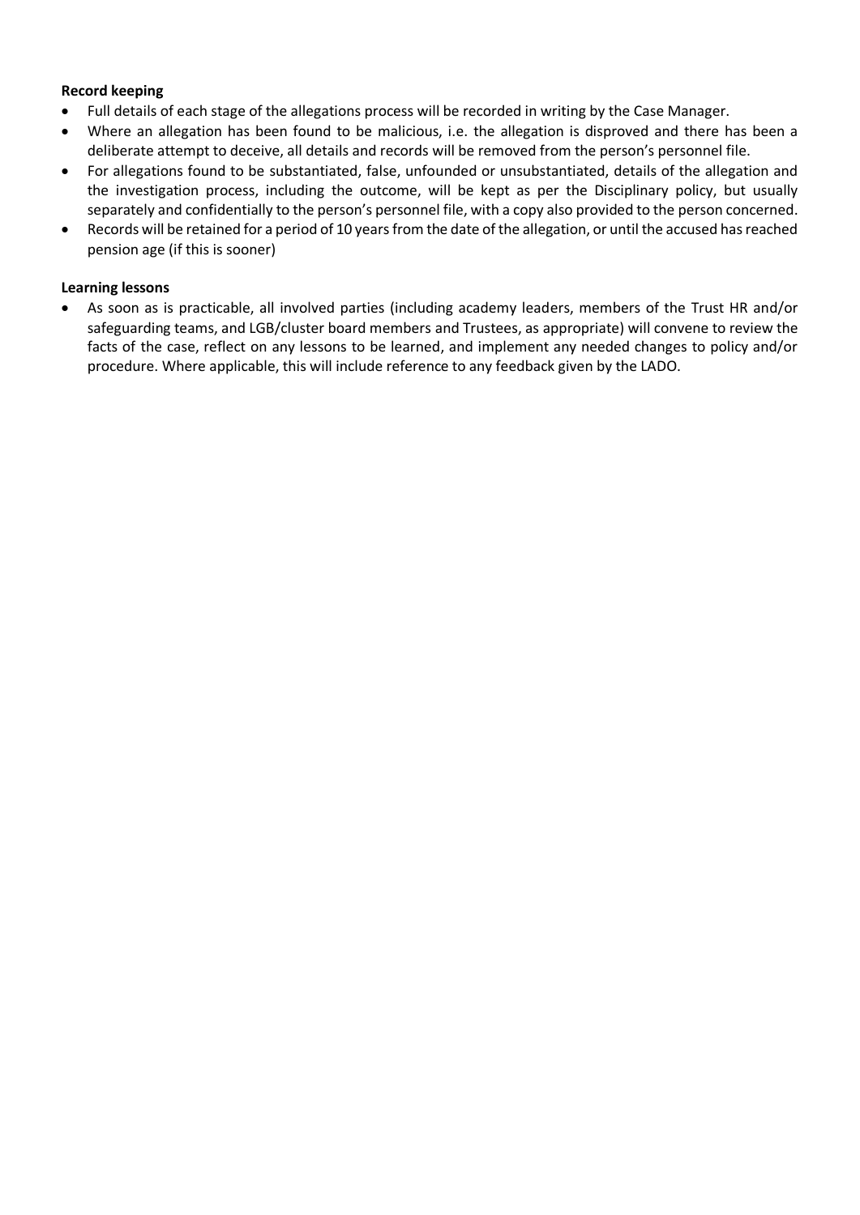**Record keeping**

- Full details of each stage of the allegations process will be recorded in writing by the Case Manager.
- Where an allegation has been found to be malicious, i.e. the allegation is disproved and there has been a deliberate attempt to deceive, all details and records will be removed from the person's personnel file.
- For allegations found to be substantiated, false, unfounded or unsubstantiated, details of the allegation and the investigation process, including the outcome, will be kept as per the Disciplinary policy, but usually separately and confidentially to the person's personnel file, with a copy also provided to the person concerned.
- Records will be retained for a period of 10 years from the date of the allegation, or until the accused has reached pension age (if this is sooner)

**Learning lessons**

- As soon as is practicable, all involved parties (including academy leaders, members of the Trust HR and/or safeguarding teams, and LGB/cluster board members and Trustees, as appropriate) will convene to review the facts of the case, reflect on any lessons to be learned, and implement any needed changes to policy and/or procedure. Where applicable, this will include reference to any feedback given by the LADO.